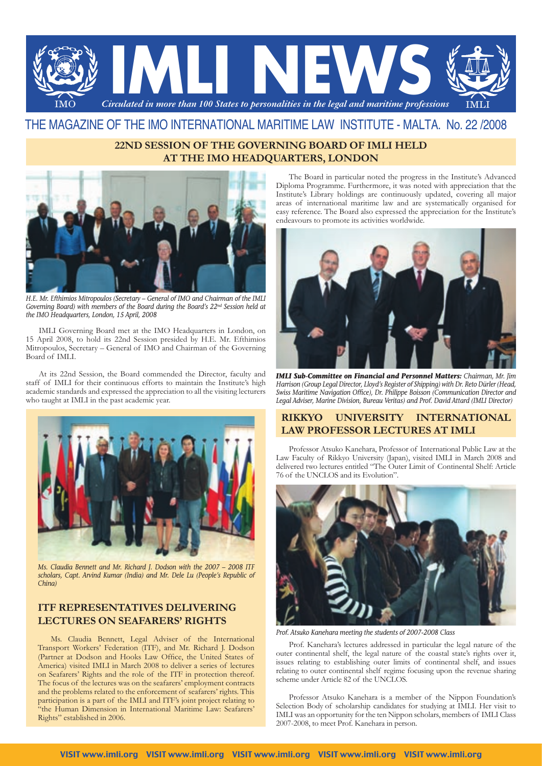# IMLI NEWS

*Circulated in more than 100 States to personalities in the legal and maritime professions*

## THE MAGAZINE OF THE IMO INTERNATIONAL MARITIME LAW INSTITUTE - MALTA. No. 22 /2008

## 22ND SESSION OF THE GOVERNING BOARD OF IMLI HELD AT THE IMO HEADQUARTERS, LONDON

*H.E. Mr. Efthimios Mitropoulos (Secretary – General of IMO and Chairman of the IMLI Governing Board) with members of the Board during the Board's 22nd Session held at the IMO Headquarters, London, 15 April, 2008*

IMLI Governing Board met at the IMO Headquarters in London, on 15 April 2008, to hold its 22nd Session presided by H.E. Mr. Efthimios Mitropoulos, Secretary – General of IMO and Chairman of the Governing Board of IMLI.

At its 22nd Session, the Board commended the Director, faculty and staff of IMLI for their continuous efforts to maintain the Institute's high academic standards and expressed the appreciation to all the visiting lecturers who taught at IMLI in the past academic year.

The Board in particular noted the progress in the Institute's Advanced Diploma Programme. Furthermore, it was noted with appreciation that the Institute's Library holdings are continuously updated, covering all major areas of international maritime law and are systematically organised for easy reference. The Board also expressed the appreciation for the Institute's endeavours to promote its activities worldwide.

***IMLI Sub-Committee on Financial and Personnel Matters:*** *Chairman, Mr. Jim Harrison (Group Legal Director, Lloyd's Register of Shipping) with Dr. Reto Dürler (Head, Swiss Maritime Navigation Office), Dr. Philippe Boisson (Communication Director and Legal Adviser, Marine Division, Bureau Veritas) and Prof. David Attard (IMLI Director)*

*Ms. Claudia Bennett and Mr. Richard J. Dodson with the 2007 – 2008 ITF scholars, Capt. Arvind Kumar (India) and Mr. Dele Lu (People's Republic of China)*

## ITF REPRESENTATIVES DELIVERING LECTURES ON SEAFARERS' RIGHTS

Ms. Claudia Bennett, Legal Adviser of the International Transport Workers' Federation (ITF), and Mr. Richard J. Dodson (Partner at Dodson and Hooks Law Office, the United States of America) visited IMLI in March 2008 to deliver a series of lectures on Seafarers' Rights and the role of the ITF in protection thereof. The focus of the lectures was on the seafarers' employment contracts and the problems related to the enforcement of seafarers' rights. This participation is a part of the IMLI and ITF's joint project relating to "the Human Dimension in International Maritime Law: Seafarers' Rights" established in 2006.

## RIKKYO UNIVERSITY INTERNATIONAL LAW PROFESSOR LECTURES AT IMLI

Professor Atsuko Kanehara, Professor of International Public Law at the Law Faculty of Rikkyo University (Japan), visited IMLI in March 2008 and delivered two lectures entitled "The Outer Limit of Continental Shelf: Article 76 of the UNCLOS and its Evolution".

*Prof. Atsuko Kanehara meeting the students of 2007-2008 Class*

Prof. Kanehara's lectures addressed in particular the legal nature of the outer continental shelf, the legal nature of the coastal state's rights over it, issues relating to establishing outer limits of continental shelf, and issues relating to outer continental shelf regime focusing upon the revenue sharing scheme under Article 82 of the UNCLOS.

Professor Atsuko Kanehara is a member of the Nippon Foundation's Selection Body of scholarship candidates for studying at IMLI. Her visit to IMLI was an opportunity for the ten Nippon scholars, members of IMLI Class 2007-2008, to meet Prof. Kanehara in person.

VISIT www.imli.org VISIT www.imli.org VISIT www.imli.org VISIT www.imli.org VISIT www.imli.org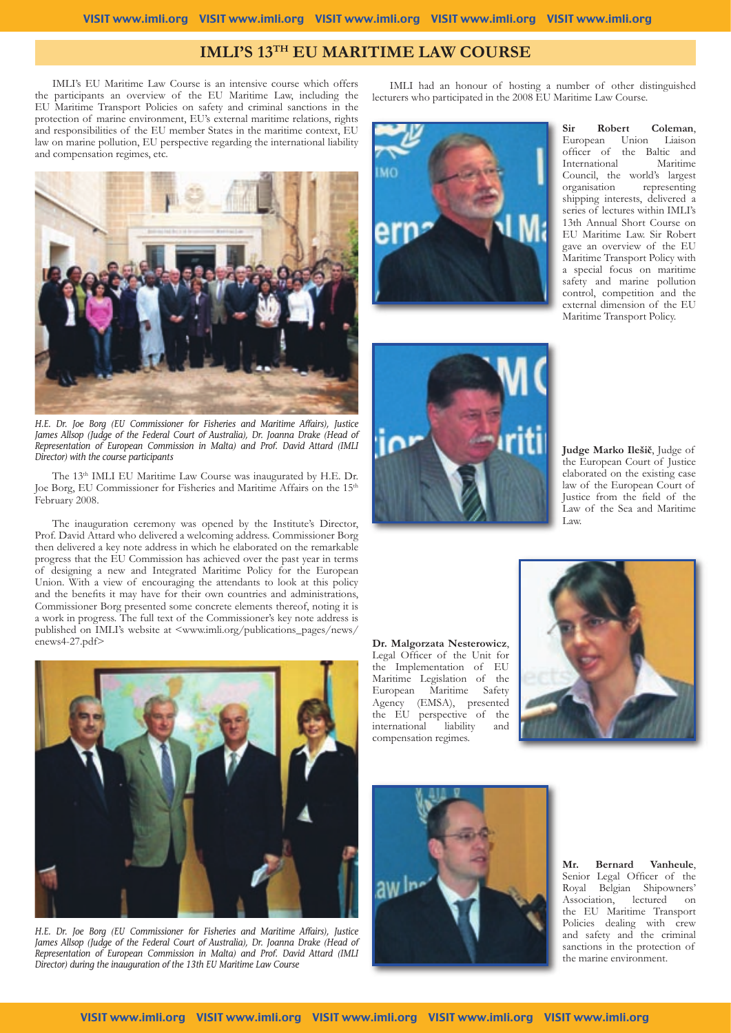# IMLI'S 13TH EU MARITIME LAW COURSE

IMLI's EU Maritime Law Course is an intensive course which offers the participants an overview of the EU Maritime Law, including the EU Maritime Transport Policies on safety and criminal sanctions in the protection of marine environment, EU's external maritime relations, rights and responsibilities of the EU member States in the maritime context, EU law on marine pollution, EU perspective regarding the international liability and compensation regimes, etc.

*H.E. Dr. Joe Borg (EU Commissioner for Fisheries and Maritime Affairs), Justice James Allsop (Judge of the Federal Court of Australia), Dr. Joanna Drake (Head of Representation of European Commission in Malta) and Prof. David Attard (IMLI Director) with the course participants*

The 13th IMLI EU Maritime Law Course was inaugurated by H.E. Dr. Joe Borg, EU Commissioner for Fisheries and Maritime Affairs on the 15th February 2008.

The inauguration ceremony was opened by the Institute's Director, Prof. David Attard who delivered a welcoming address. Commissioner Borg then delivered a key note address in which he elaborated on the remarkable progress that the EU Commission has achieved over the past year in terms of designing a new and Integrated Maritime Policy for the European Union. With a view of encouraging the attendants to look at this policy and the benefits it may have for their own countries and administrations, Commissioner Borg presented some concrete elements thereof, noting it is a work in progress. The full text of the Commissioner's key note address is published on IMLI's website at <www.imli.org/publications_pages/news/enews4-27.pdf>

*H.E. Dr. Joe Borg (EU Commissioner for Fisheries and Maritime Affairs), Justice James Allsop (Judge of the Federal Court of Australia), Dr. Joanna Drake (Head of Representation of European Commission in Malta) and Prof. David Attard (IMLI Director) during the inauguration of the 13th EU Maritime Law Course*

IMLI had an honour of hosting a number of other distinguished lecturers who participated in the 2008 EU Maritime Law Course.

**Sir Robert Coleman**, European Union Liaison officer of the Baltic and International Maritime Council, the world's largest organisation representing shipping interests, delivered a series of lectures within IMLI's 13th Annual Short Course on EU Maritime Law. Sir Robert gave an overview of the EU Maritime Transport Policy with a special focus on maritime safety and marine pollution control, competition and the external dimension of the EU Maritime Transport Policy.

**Judge Marko Ilešič**, Judge of the European Court of Justice elaborated on the existing case law of the European Court of Justice from the field of the Law of the Sea and Maritime Law.

**Dr. Malgorzata Nesterowicz**, Legal Officer of the Unit for the Implementation of EU Maritime Legislation of the European Maritime Safety Agency (EMSA), presented the EU perspective of the international liability and compensation regimes.

**Mr. Bernard Vanheule**, Senior Legal Officer of the Royal Belgian Shipowners' Association, lectured on the EU Maritime Transport Policies dealing with crew and safety and the criminal sanctions in the protection of the marine environment.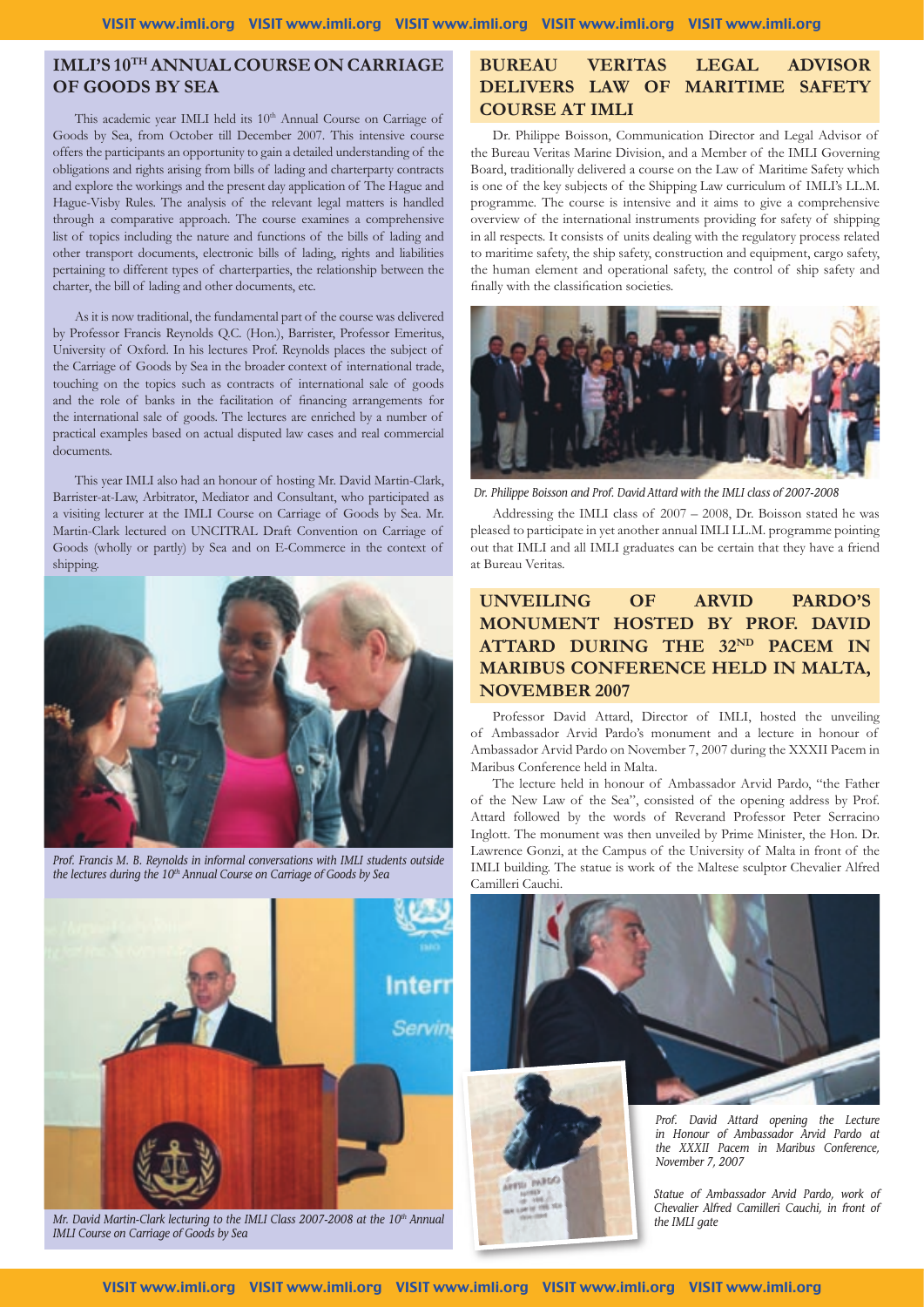## IMLI'S 10TH ANNUAL COURSE ON CARRIAGE OF GOODS BY SEA

This academic year IMLI held its 10th Annual Course on Carriage of Goods by Sea, from October till December 2007. This intensive course offers the participants an opportunity to gain a detailed understanding of the obligations and rights arising from bills of lading and charterparty contracts and explore the workings and the present day application of The Hague and Hague-Visby Rules. The analysis of the relevant legal matters is handled through a comparative approach. The course examines a comprehensive list of topics including the nature and functions of the bills of lading and other transport documents, electronic bills of lading, rights and liabilities pertaining to different types of charterparties, the relationship between the charter, the bill of lading and other documents, etc.

As it is now traditional, the fundamental part of the course was delivered by Professor Francis Reynolds Q.C. (Hon.), Barrister, Professor Emeritus, University of Oxford. In his lectures Prof. Reynolds places the subject of the Carriage of Goods by Sea in the broader context of international trade, touching on the topics such as contracts of international sale of goods and the role of banks in the facilitation of financing arrangements for the international sale of goods. The lectures are enriched by a number of practical examples based on actual disputed law cases and real commercial documents.

This year IMLI also had an honour of hosting Mr. David Martin-Clark, Barrister-at-Law, Arbitrator, Mediator and Consultant, who participated as a visiting lecturer at the IMLI Course on Carriage of Goods by Sea. Mr. Martin-Clark lectured on UNCITRAL Draft Convention on Carriage of Goods (wholly or partly) by Sea and on E-Commerce in the context of shipping.

*Prof. Francis M. B. Reynolds in informal conversations with IMLI students outside the lectures during the 10th Annual Course on Carriage of Goods by Sea*

*Mr. David Martin-Clark lecturing to the IMLI Class 2007-2008 at the 10th Annual IMLI Course on Carriage of Goods by Sea*

## BUREAU VERITAS LEGAL ADVISOR DELIVERS LAW OF MARITIME SAFETY COURSE AT IMLI

Dr. Philippe Boisson, Communication Director and Legal Advisor of the Bureau Veritas Marine Division, and a Member of the IMLI Governing Board, traditionally delivered a course on the Law of Maritime Safety which is one of the key subjects of the Shipping Law curriculum of IMLI's LL.M. programme. The course is intensive and it aims to give a comprehensive overview of the international instruments providing for safety of shipping in all respects. It consists of units dealing with the regulatory process related to maritime safety, the ship safety, construction and equipment, cargo safety, the human element and operational safety, the control of ship safety and finally with the classification societies.

*Dr. Philippe Boisson and Prof. David Attard with the IMLI class of 2007-2008*

Addressing the IMLI class of 2007 – 2008, Dr. Boisson stated he was pleased to participate in yet another annual IMLI LL.M. programme pointing out that IMLI and all IMLI graduates can be certain that they have a friend at Bureau Veritas.

## UNVEILING OF ARVID PARDO'S MONUMENT HOSTED BY PROF. DAVID ATTARD DURING THE 32ND PACEM IN MARIBUS CONFERENCE HELD IN MALTA, NOVEMBER 2007

Professor David Attard, Director of IMLI, hosted the unveiling of Ambassador Arvid Pardo's monument and a lecture in honour of Ambassador Arvid Pardo on November 7, 2007 during the XXXII Pacem in Maribus Conference held in Malta.

The lecture held in honour of Ambassador Arvid Pardo, "the Father of the New Law of the Sea", consisted of the opening address by Prof. Attard followed by the words of Reverand Professor Peter Serracino Inglott. The monument was then unveiled by Prime Minister, the Hon. Dr. Lawrence Gonzi, at the Campus of the University of Malta in front of the IMLI building. The statue is work of the Maltese sculptor Chevalier Alfred Camilleri Cauchi.

*Prof. David Attard opening the Lecture in Honour of Ambassador Arvid Pardo at the XXXII Pacem in Maribus Conference, November 7, 2007*

*Statue of Ambassador Arvid Pardo, work of Chevalier Alfred Camilleri Cauchi, in front of the IMLI gate*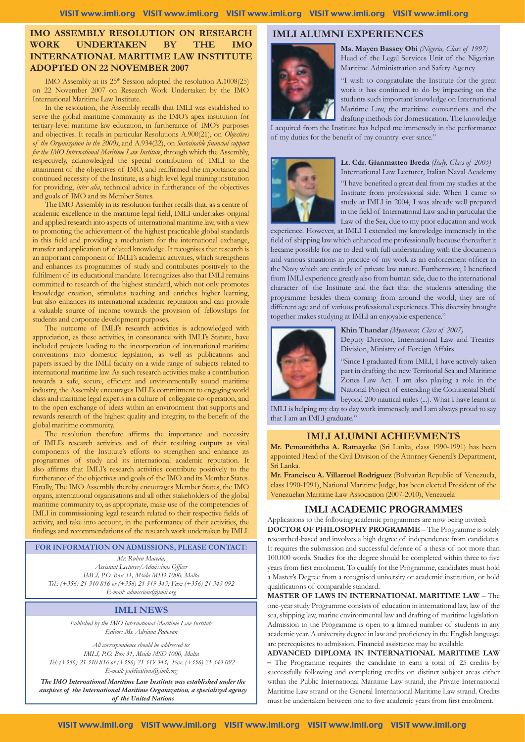## IMO ASSEMBLY RESOLUTION ON RESEARCH WORK UNDERTAKEN BY THE IMO INTERNATIONAL MARITIME LAW INSTITUTE ADOPTED ON 22 NOVEMBER 2007

IMO Assembly at its 25th Session adopted the resolution A.1008(25) on 22 November 2007 on Research Work Undertaken by the IMO International Maritime Law Institute.

In the resolution, the Assembly recalls that IMLI was established to serve the global maritime community as the IMO's apex institution for tertiary-level maritime law education, in furtherance of IMO's purposes and objectives. It recalls in particular Resolutions A.900(21), on *Objectives of the Organization in the 2000s*, and A.934(22), on *Sustainable financial support for the IMO International Maritime Law Institute*, through which the Assembly, respectively, acknowledged the special contribution of IMLI to the attainment of the objectives of IMO, and reaffirmed the importance and continued necessity of the Institute, as a high level legal training institution for providing, *inter alia*, technical advice in furtherance of the objectives and goals of IMO and its Member States.

The IMO Assembly in its resolution further recalls that, as a centre of academic excellence in the maritime legal field, IMLI undertakes original and applied research into aspects of international maritime law, with a view to promoting the achievement of the highest practicable global standards in this field and providing a mechanism for the international exchange, transfer and application of related knowledge. It recognises that research is an important component of IMLI's academic activities, which strengthens and enhances its programmes of study and contributes positively to the fulfilment of its educational mandate. It recognizes also that IMLI remains committed to research of the highest standard, which not only promotes knowledge creation, stimulates teaching and enriches higher learning, but also enhances its international academic reputation and can provide a valuable source of income towards the provision of fellowships for students and corporate development purposes.

The outcome of IMLI's research activities is acknowledged with appreciation, as these activities, in consonance with IMLI's Statute, have included projects leading to the incorporation of international maritime conventions into domestic legislation, as well as publications and papers issued by the IMLI faculty on a wide range of subjects related to international maritime law. As such research activities make a contribution towards a safe, secure, efficient and environmentally sound maritime industry, the Assembly encourages IMLI's commitment to engaging world class and maritime legal experts in a culture of collegiate co-operation, and to the open exchange of ideas within an environment that supports and rewards research of the highest quality and integrity, to the benefit of the global maritime community.

The resolution therefore affirms the importance and necessity of IMLI's research activities and of their resulting outputs as vital components of the Institute's efforts to strengthen and enhance its programmes of study and its international academic reputation. It also affirms that IMLI's research activities contribute positively to the furtherance of the objectives and goals of the IMO and its Member States. Finally, The IMO Assembly thereby encourages Member States, the IMO organs, international organisations and all other stakeholders of the global maritime community to, as appropriate, make use of the competencies of IMLI in commissioning legal research related to their respective fields of activity, and take into account, in the performance of their activities, the findings and recommendations of the research work undertaken by IMLI.

**FOR INFORMATION ON ADMISSIONS, PLEASE CONTACT:**

*Mr. Ruben Maceda,*
*Assistant Lecturer/Admissions Officer*
*IMLI, P.O. Box 31, Msida MSD 1000, Malta*
*Tel.: (+356) 21 310 816 or (+356) 21 319 343; Fax: (+356) 21 343 092*
*E-mail: admissions@imli.org*

## IMLI NEWS

*Published by the IMO International Maritime Law Institute*
*Editor: Ms. Adriana Padovan*

*All correspondence should be addressed to:*
*IMLI, P.O. Box 31, Msida MSD 1000, Malta*
*Tel: (+356) 21 310 816 or (+356) 21 319 343; Fax: (+356) 21 343 092*
*E-mail: publications@imli.org*

***The IMO International Maritime Law Institute was established under the auspices of the International Maritime Organization, a specialized agency of the United Nations***

## IMLI ALUMNI EXPERIENCES

**Ms. Mayen Bassey Obi** *(Nigeria, Class of 1997)*
Head of the Legal Services Unit of the Nigerian Maritime Administration and Safety Agency

"I wish to congratulate the Institute for the great work it has continued to do by impacting on the students such important knowledge on International Maritime Law, the maritime conventions and the drafting methods for domestication. The knowledge I acquired from the Institute has helped me immensely in the performance of my duties for the benefit of my country ever since."

**Lt. Cdr. Gianmatteo Breda** *(Italy, Class of 2005)*
International Law Lecturer, Italian Naval Academy

"I have benefited a great deal from my studies at the Institute from professional side. When I came to study at IMLI in 2004, I was already well prepared in the field of International Law and in particular the Law of the Sea, due to my prior education and work experience. However, at IMLI I extended my knowledge immensely in the field of shipping law which enhanced me professionally because thereafter it became possible for me to deal with full understanding with the documents and various situations in practice of my work as an enforcement officer in the Navy which are entirely of private law nature. Furthermore, I benefited from IMLI experience greatly also from human side, due to the international character of the Institute and the fact that the students attending the programme besides them coming from around the world, they are of different age and of various professional experiences. This diversity brought together makes studying at IMLI an enjoyable experience."

**Khin Thandar** *(Myanmar, Class of 2007)*
Deputy Director, International Law and Treaties Division, Ministry of Foreign Affairs

"Since I graduated from IMLI, I have actively taken part in drafting the new Territorial Sea and Maritime Zones Law Act. I am also playing a role in the National Project of extending the Continental Shelf beyond 200 nautical miles (...). What I have learnt at IMLI is helping my day to day work immensely and I am always proud to say that I am an IMLI graduate."

## IMLI ALUMNI ACHIEVMENTS

**Mr. Pemamiththa A. Ratnayeke** (Sri Lanka, class 1990-1991) has been appointed Head of the Civil Division of the Attorney General's Department, Sri Lanka.

**Mr. Francisco A. Villarroel Rodriguez** (Bolivarian Republic of Venezuela, class 1990-1991), National Maritime Judge, has been elected President of the Venezuelan Maritime Law Association (2007-2010), Venezuela

## IMLI ACADEMIC PROGRAMMES

Applications to the following academic programmes are now being invited:

**DOCTOR OF PHILOSOPHY PROGRAMME** – The Programme is solely researched-based and involves a high degree of independence from candidates. It requires the submission and successful defence of a thesis of not more than 100.000 words. Studies for the degree should be completed within three to five years from first enrolment. To qualify for the Programme, candidates must hold a Master's Degree from a recognised university or academic institution, or hold qualifications of comparable standard.

**MASTER OF LAWS IN INTERNATIONAL MARITIME LAW** – The one-year study Programme consists of education in international law, law of the sea, shipping law, marine environmental law and drafting of maritime legislation. Admission to the Programme is open to a limited number of students in any academic year. A university degree in law and proficiency in the English language are prerequisites to admission. Financial assistance may be available.

**ADVANCED DIPLOMA IN INTERNATIONAL MARITIME LAW –** The Programme requires the candidate to earn a total of 25 credits by successfully following and completing credits on distinct subject areas either within the Public International Maritime Law strand, the Private International Maritime Law strand or the General International Maritime Law strand. Credits must be undertaken between one to five academic years from first enrolment.